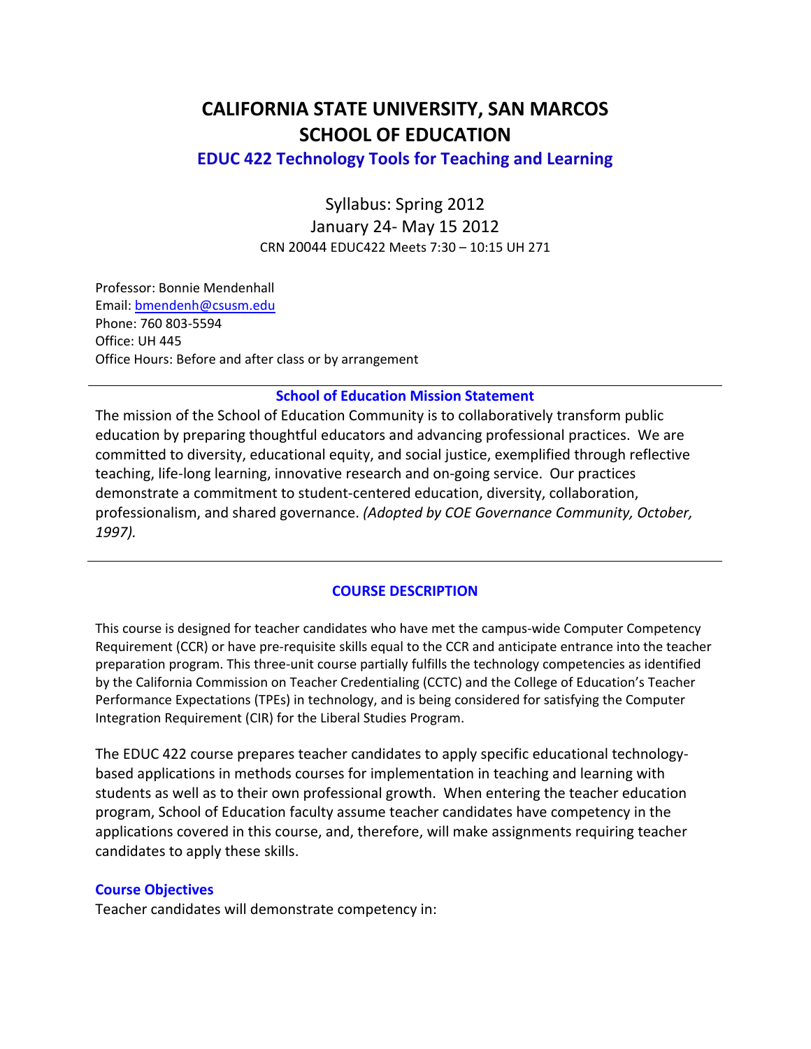# CALIFORNIA STATE UNIVERSITY, SAN MARCOS
# SCHOOL OF EDUCATION

## EDUC 422 Technology Tools for Teaching and Learning

Syllabus: Spring 2012
January 24- May 15 2012
CRN 20044 EDUC422 Meets 7:30 – 10:15 UH 271

Professor: Bonnie Mendenhall
Email: bmendenh@csusm.edu
Phone: 760 803-5594
Office: UH 445
Office Hours: Before and after class or by arrangement

---

### School of Education Mission Statement

The mission of the School of Education Community is to collaboratively transform public education by preparing thoughtful educators and advancing professional practices. We are committed to diversity, educational equity, and social justice, exemplified through reflective teaching, life-long learning, innovative research and on-going service. Our practices demonstrate a commitment to student-centered education, diversity, collaboration, professionalism, and shared governance. *(Adopted by COE Governance Community, October, 1997).*

---

### COURSE DESCRIPTION

This course is designed for teacher candidates who have met the campus-wide Computer Competency Requirement (CCR) or have pre-requisite skills equal to the CCR and anticipate entrance into the teacher preparation program. This three-unit course partially fulfills the technology competencies as identified by the California Commission on Teacher Credentialing (CCTC) and the College of Education's Teacher Performance Expectations (TPEs) in technology, and is being considered for satisfying the Computer Integration Requirement (CIR) for the Liberal Studies Program.

The EDUC 422 course prepares teacher candidates to apply specific educational technology-based applications in methods courses for implementation in teaching and learning with students as well as to their own professional growth. When entering the teacher education program, School of Education faculty assume teacher candidates have competency in the applications covered in this course, and, therefore, will make assignments requiring teacher candidates to apply these skills.

#### Course Objectives

Teacher candidates will demonstrate competency in: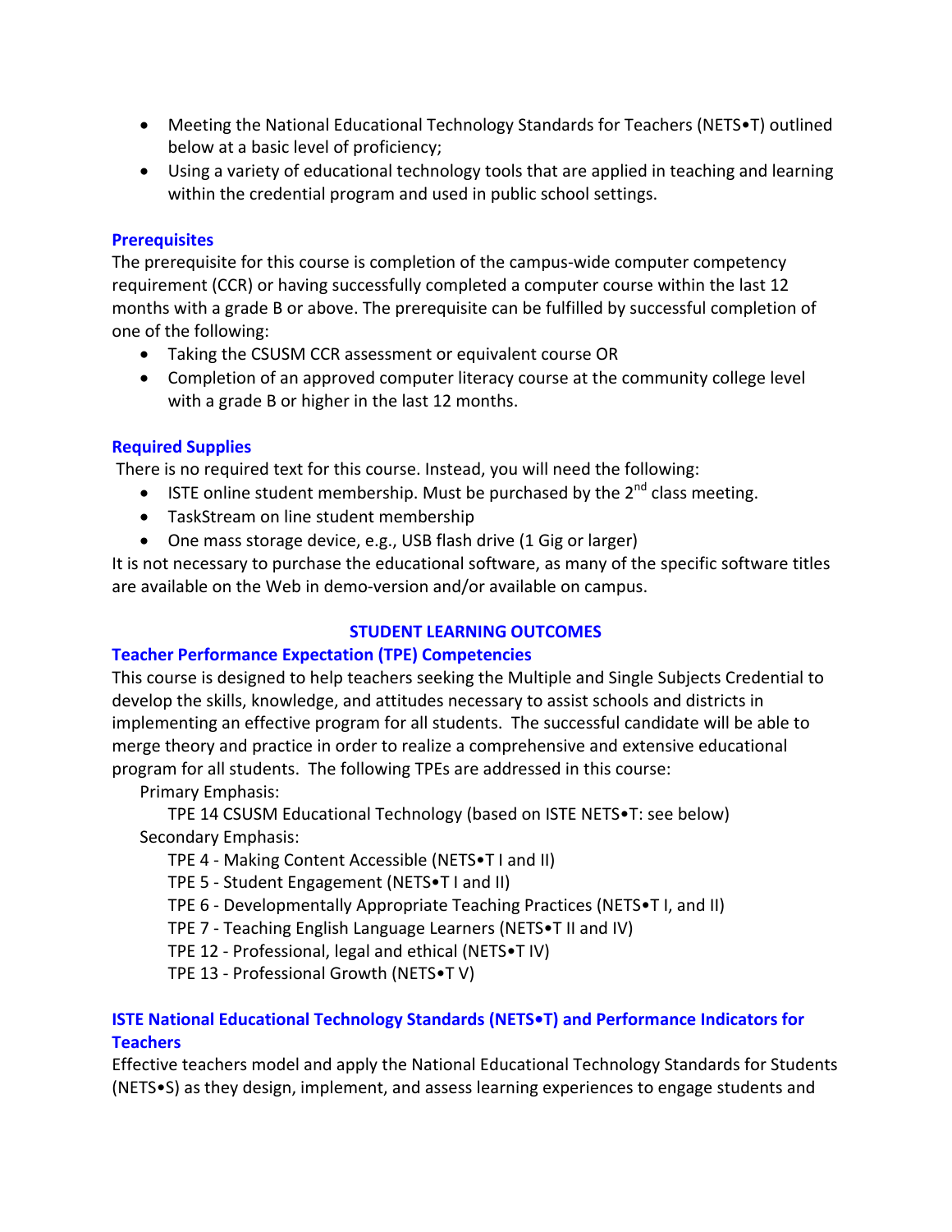- Meeting the National Educational Technology Standards for Teachers (NETS•T) outlined below at a basic level of proficiency;
- Using a variety of educational technology tools that are applied in teaching and learning within the credential program and used in public school settings.

### Prerequisites

The prerequisite for this course is completion of the campus-wide computer competency requirement (CCR) or having successfully completed a computer course within the last 12 months with a grade B or above. The prerequisite can be fulfilled by successful completion of one of the following:

- Taking the CSUSM CCR assessment or equivalent course OR
- Completion of an approved computer literacy course at the community college level with a grade B or higher in the last 12 months.

### Required Supplies

There is no required text for this course. Instead, you will need the following:

- ISTE online student membership. Must be purchased by the 2nd class meeting.
- TaskStream on line student membership
- One mass storage device, e.g., USB flash drive (1 Gig or larger)

It is not necessary to purchase the educational software, as many of the specific software titles are available on the Web in demo-version and/or available on campus.

## STUDENT LEARNING OUTCOMES

### Teacher Performance Expectation (TPE) Competencies

This course is designed to help teachers seeking the Multiple and Single Subjects Credential to develop the skills, knowledge, and attitudes necessary to assist schools and districts in implementing an effective program for all students. The successful candidate will be able to merge theory and practice in order to realize a comprehensive and extensive educational program for all students. The following TPEs are addressed in this course:

Primary Emphasis:

TPE 14 CSUSM Educational Technology (based on ISTE NETS•T: see below)

Secondary Emphasis:

TPE 4 - Making Content Accessible (NETS•T I and II)
TPE 5 - Student Engagement (NETS•T I and II)
TPE 6 - Developmentally Appropriate Teaching Practices (NETS•T I, and II)
TPE 7 - Teaching English Language Learners (NETS•T II and IV)
TPE 12 - Professional, legal and ethical (NETS•T IV)
TPE 13 - Professional Growth (NETS•T V)

### ISTE National Educational Technology Standards (NETS•T) and Performance Indicators for Teachers

Effective teachers model and apply the National Educational Technology Standards for Students (NETS•S) as they design, implement, and assess learning experiences to engage students and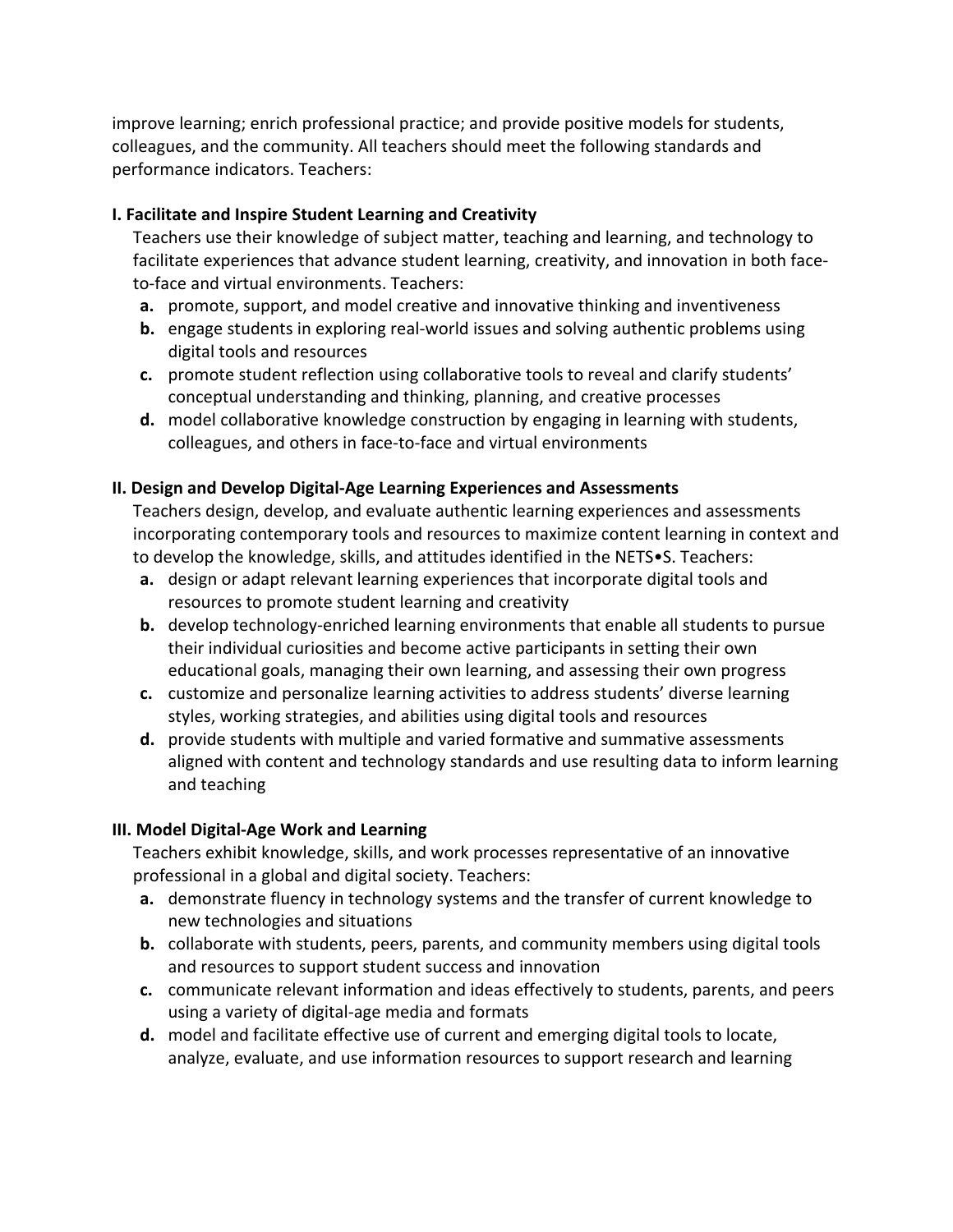improve learning; enrich professional practice; and provide positive models for students, colleagues, and the community. All teachers should meet the following standards and performance indicators. Teachers:

**I. Facilitate and Inspire Student Learning and Creativity**

Teachers use their knowledge of subject matter, teaching and learning, and technology to facilitate experiences that advance student learning, creativity, and innovation in both face-to-face and virtual environments. Teachers:

- **a.** promote, support, and model creative and innovative thinking and inventiveness
- **b.** engage students in exploring real-world issues and solving authentic problems using digital tools and resources
- **c.** promote student reflection using collaborative tools to reveal and clarify students' conceptual understanding and thinking, planning, and creative processes
- **d.** model collaborative knowledge construction by engaging in learning with students, colleagues, and others in face-to-face and virtual environments

**II. Design and Develop Digital-Age Learning Experiences and Assessments**

Teachers design, develop, and evaluate authentic learning experiences and assessments incorporating contemporary tools and resources to maximize content learning in context and to develop the knowledge, skills, and attitudes identified in the NETS•S. Teachers:

- **a.** design or adapt relevant learning experiences that incorporate digital tools and resources to promote student learning and creativity
- **b.** develop technology-enriched learning environments that enable all students to pursue their individual curiosities and become active participants in setting their own educational goals, managing their own learning, and assessing their own progress
- **c.** customize and personalize learning activities to address students' diverse learning styles, working strategies, and abilities using digital tools and resources
- **d.** provide students with multiple and varied formative and summative assessments aligned with content and technology standards and use resulting data to inform learning and teaching

**III. Model Digital-Age Work and Learning**

Teachers exhibit knowledge, skills, and work processes representative of an innovative professional in a global and digital society. Teachers:

- **a.** demonstrate fluency in technology systems and the transfer of current knowledge to new technologies and situations
- **b.** collaborate with students, peers, parents, and community members using digital tools and resources to support student success and innovation
- **c.** communicate relevant information and ideas effectively to students, parents, and peers using a variety of digital-age media and formats
- **d.** model and facilitate effective use of current and emerging digital tools to locate, analyze, evaluate, and use information resources to support research and learning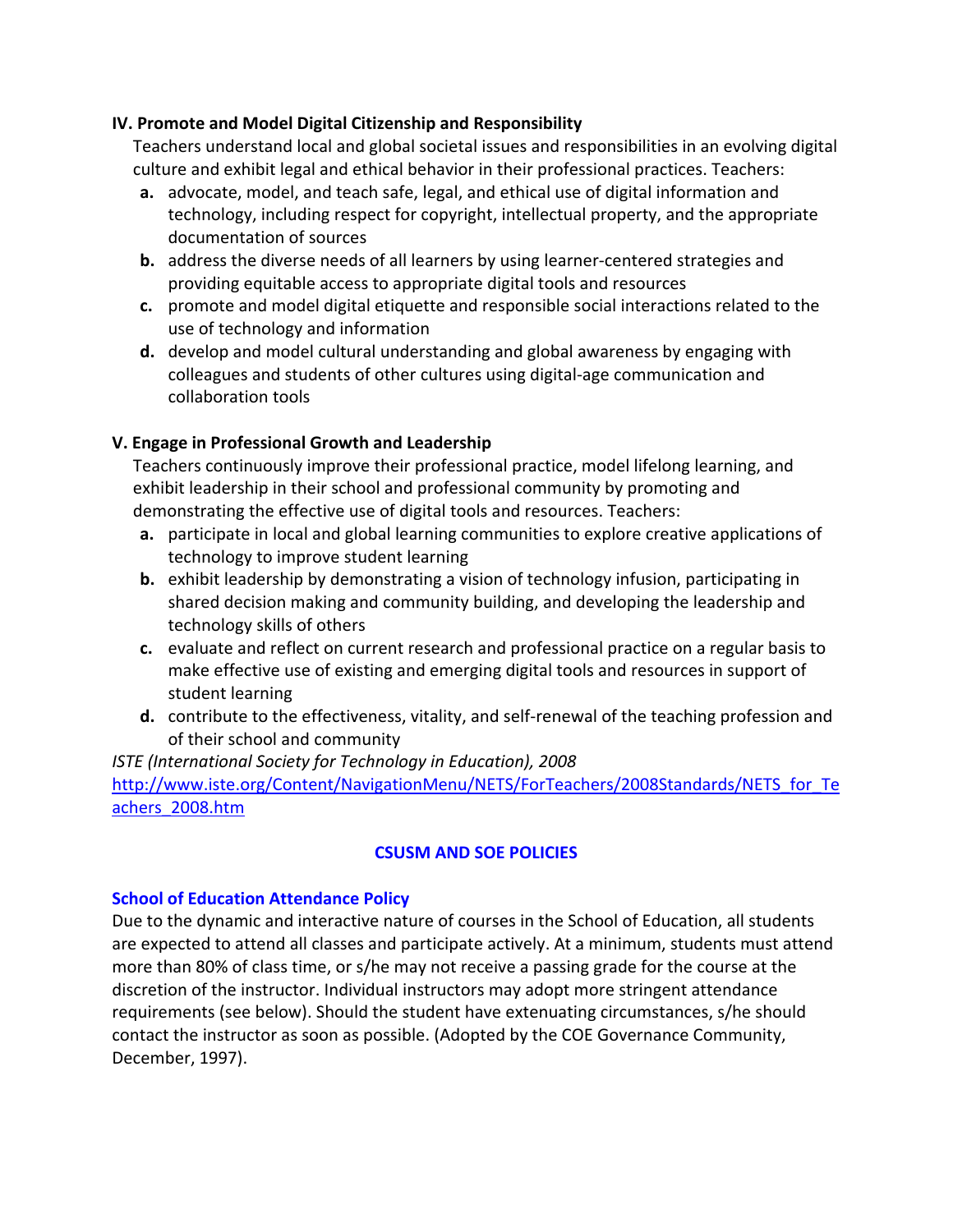### IV. Promote and Model Digital Citizenship and Responsibility

Teachers understand local and global societal issues and responsibilities in an evolving digital culture and exhibit legal and ethical behavior in their professional practices. Teachers:

- **a.** advocate, model, and teach safe, legal, and ethical use of digital information and technology, including respect for copyright, intellectual property, and the appropriate documentation of sources
- **b.** address the diverse needs of all learners by using learner-centered strategies and providing equitable access to appropriate digital tools and resources
- **c.** promote and model digital etiquette and responsible social interactions related to the use of technology and information
- **d.** develop and model cultural understanding and global awareness by engaging with colleagues and students of other cultures using digital-age communication and collaboration tools

### V. Engage in Professional Growth and Leadership

Teachers continuously improve their professional practice, model lifelong learning, and exhibit leadership in their school and professional community by promoting and demonstrating the effective use of digital tools and resources. Teachers:

- **a.** participate in local and global learning communities to explore creative applications of technology to improve student learning
- **b.** exhibit leadership by demonstrating a vision of technology infusion, participating in shared decision making and community building, and developing the leadership and technology skills of others
- **c.** evaluate and reflect on current research and professional practice on a regular basis to make effective use of existing and emerging digital tools and resources in support of student learning
- **d.** contribute to the effectiveness, vitality, and self-renewal of the teaching profession and of their school and community

*ISTE (International Society for Technology in Education), 2008*
http://www.iste.org/Content/NavigationMenu/NETS/ForTeachers/2008Standards/NETS_for_Teachers_2008.htm

## CSUSM AND SOE POLICIES

### School of Education Attendance Policy

Due to the dynamic and interactive nature of courses in the School of Education, all students are expected to attend all classes and participate actively. At a minimum, students must attend more than 80% of class time, or s/he may not receive a passing grade for the course at the discretion of the instructor. Individual instructors may adopt more stringent attendance requirements (see below). Should the student have extenuating circumstances, s/he should contact the instructor as soon as possible. (Adopted by the COE Governance Community, December, 1997).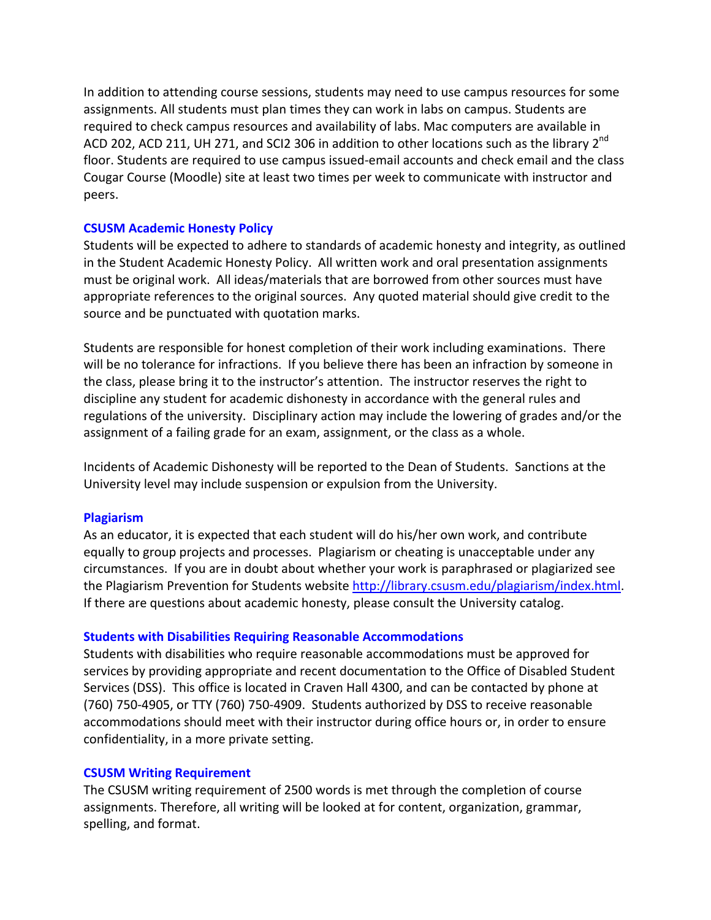In addition to attending course sessions, students may need to use campus resources for some assignments. All students must plan times they can work in labs on campus. Students are required to check campus resources and availability of labs. Mac computers are available in ACD 202, ACD 211, UH 271, and SCI2 306 in addition to other locations such as the library 2nd floor. Students are required to use campus issued-email accounts and check email and the class Cougar Course (Moodle) site at least two times per week to communicate with instructor and peers.

### CSUSM Academic Honesty Policy

Students will be expected to adhere to standards of academic honesty and integrity, as outlined in the Student Academic Honesty Policy. All written work and oral presentation assignments must be original work. All ideas/materials that are borrowed from other sources must have appropriate references to the original sources. Any quoted material should give credit to the source and be punctuated with quotation marks.

Students are responsible for honest completion of their work including examinations. There will be no tolerance for infractions. If you believe there has been an infraction by someone in the class, please bring it to the instructor's attention. The instructor reserves the right to discipline any student for academic dishonesty in accordance with the general rules and regulations of the university. Disciplinary action may include the lowering of grades and/or the assignment of a failing grade for an exam, assignment, or the class as a whole.

Incidents of Academic Dishonesty will be reported to the Dean of Students. Sanctions at the University level may include suspension or expulsion from the University.

### Plagiarism

As an educator, it is expected that each student will do his/her own work, and contribute equally to group projects and processes. Plagiarism or cheating is unacceptable under any circumstances. If you are in doubt about whether your work is paraphrased or plagiarized see the Plagiarism Prevention for Students website http://library.csusm.edu/plagiarism/index.html. If there are questions about academic honesty, please consult the University catalog.

### Students with Disabilities Requiring Reasonable Accommodations

Students with disabilities who require reasonable accommodations must be approved for services by providing appropriate and recent documentation to the Office of Disabled Student Services (DSS). This office is located in Craven Hall 4300, and can be contacted by phone at (760) 750-4905, or TTY (760) 750-4909. Students authorized by DSS to receive reasonable accommodations should meet with their instructor during office hours or, in order to ensure confidentiality, in a more private setting.

### CSUSM Writing Requirement

The CSUSM writing requirement of 2500 words is met through the completion of course assignments. Therefore, all writing will be looked at for content, organization, grammar, spelling, and format.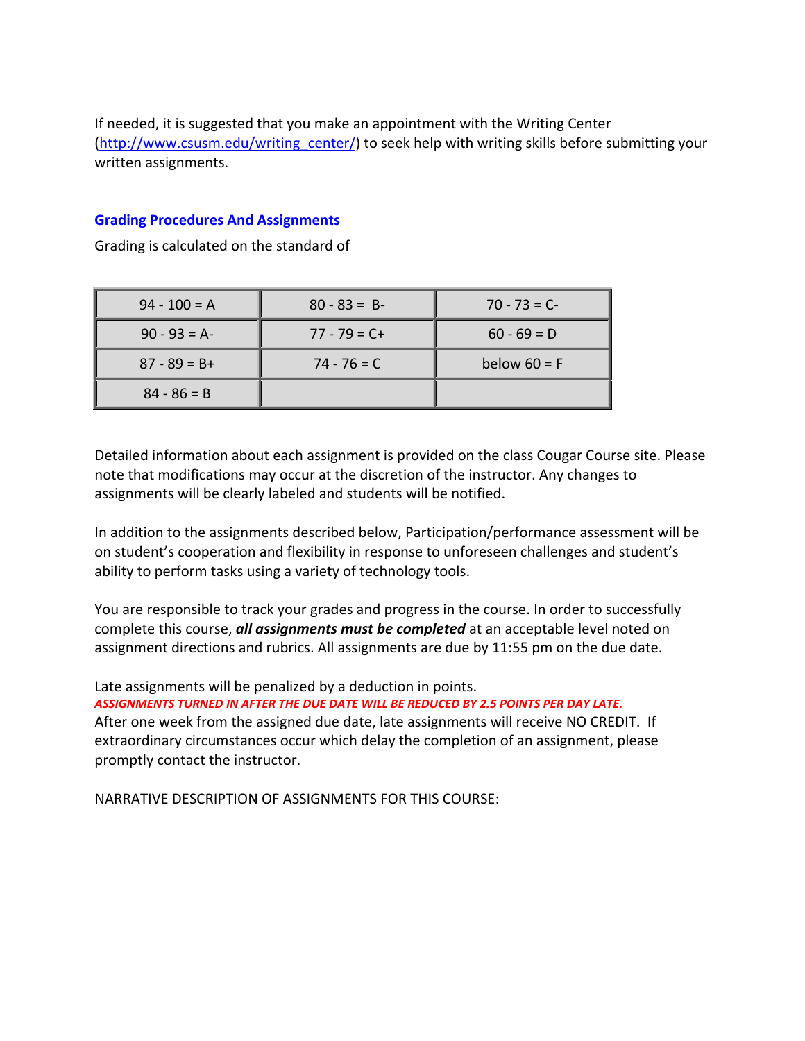If needed, it is suggested that you make an appointment with the Writing Center (http://www.csusm.edu/writing_center/) to seek help with writing skills before submitting your written assignments.

## Grading Procedures And Assignments

Grading is calculated on the standard of

| | | |
|---|---|---|
| 94 - 100 = A | 80 - 83 = B- | 70 - 73 = C- |
| 90 - 93 = A- | 77 - 79 = C+ | 60 - 69 = D |
| 87 - 89 = B+ | 74 - 76 = C | below 60 = F |
| 84 - 86 = B | | |

Detailed information about each assignment is provided on the class Cougar Course site. Please note that modifications may occur at the discretion of the instructor. Any changes to assignments will be clearly labeled and students will be notified.

In addition to the assignments described below, Participation/performance assessment will be on student's cooperation and flexibility in response to unforeseen challenges and student's ability to perform tasks using a variety of technology tools.

You are responsible to track your grades and progress in the course. In order to successfully complete this course, ***all assignments must be completed*** at an acceptable level noted on assignment directions and rubrics. All assignments are due by 11:55 pm on the due date.

Late assignments will be penalized by a deduction in points.
***ASSIGNMENTS TURNED IN AFTER THE DUE DATE WILL BE REDUCED BY 2.5 POINTS PER DAY LATE.***
After one week from the assigned due date, late assignments will receive NO CREDIT. If extraordinary circumstances occur which delay the completion of an assignment, please promptly contact the instructor.

NARRATIVE DESCRIPTION OF ASSIGNMENTS FOR THIS COURSE: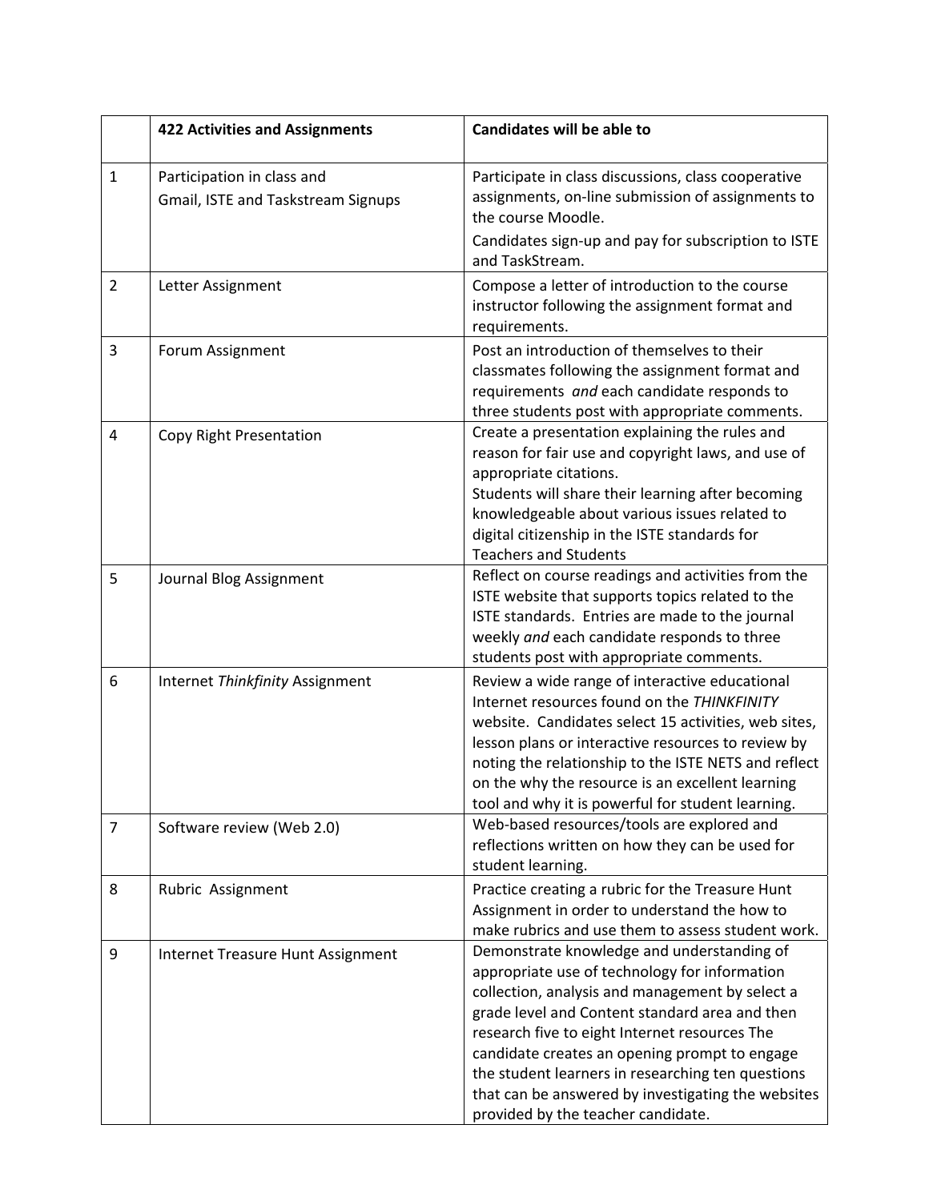| | **422 Activities and Assignments** | **Candidates will be able to** |
|---|---|---|
| 1 | Participation in class and Gmail, ISTE and Taskstream Signups | Participate in class discussions, class cooperative assignments, on-line submission of assignments to the course Moodle. Candidates sign-up and pay for subscription to ISTE and TaskStream. |
| 2 | Letter Assignment | Compose a letter of introduction to the course instructor following the assignment format and requirements. |
| 3 | Forum Assignment | Post an introduction of themselves to their classmates following the assignment format and requirements *and* each candidate responds to three students post with appropriate comments. |
| 4 | Copy Right Presentation | Create a presentation explaining the rules and reason for fair use and copyright laws, and use of appropriate citations. Students will share their learning after becoming knowledgeable about various issues related to digital citizenship in the ISTE standards for Teachers and Students |
| 5 | Journal Blog Assignment | Reflect on course readings and activities from the ISTE website that supports topics related to the ISTE standards. Entries are made to the journal weekly *and* each candidate responds to three students post with appropriate comments. |
| 6 | Internet *Thinkfinity* Assignment | Review a wide range of interactive educational Internet resources found on the *THINKFINITY* website. Candidates select 15 activities, web sites, lesson plans or interactive resources to review by noting the relationship to the ISTE NETS and reflect on the why the resource is an excellent learning tool and why it is powerful for student learning. |
| 7 | Software review (Web 2.0) | Web-based resources/tools are explored and reflections written on how they can be used for student learning. |
| 8 | Rubric Assignment | Practice creating a rubric for the Treasure Hunt Assignment in order to understand the how to make rubrics and use them to assess student work. |
| 9 | Internet Treasure Hunt Assignment | Demonstrate knowledge and understanding of appropriate use of technology for information collection, analysis and management by select a grade level and Content standard area and then research five to eight Internet resources The candidate creates an opening prompt to engage the student learners in researching ten questions that can be answered by investigating the websites provided by the teacher candidate. |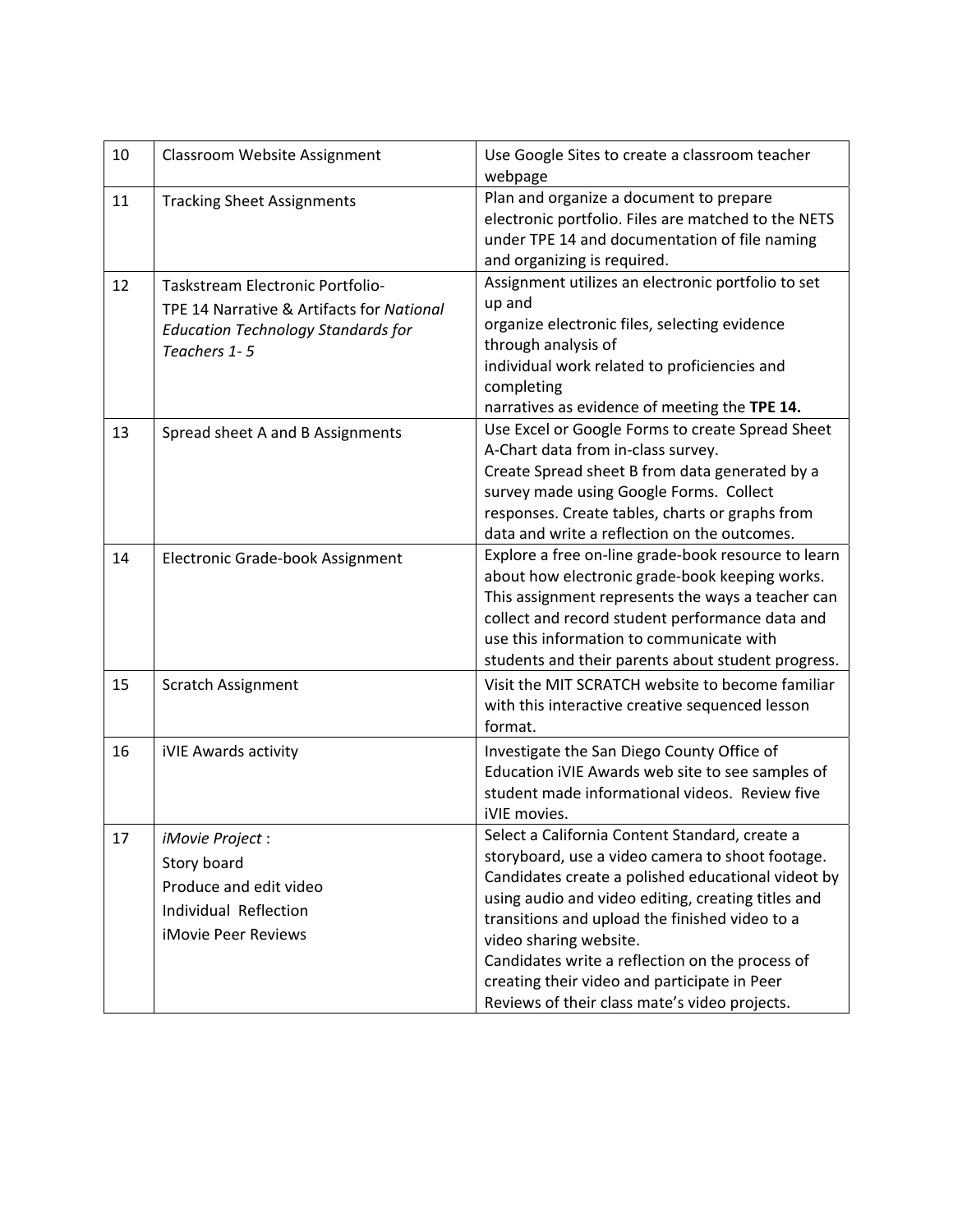| 10 | Classroom Website Assignment | Use Google Sites to create a classroom teacher webpage |
|---|---|---|
| 11 | Tracking Sheet Assignments | Plan and organize a document to prepare electronic portfolio. Files are matched to the NETS under TPE 14 and documentation of file naming and organizing is required. |
| 12 | Taskstream Electronic Portfolio-<br>TPE 14 Narrative & Artifacts for *National Education Technology Standards for Teachers 1- 5* | Assignment utilizes an electronic portfolio to set up and<br>organize electronic files, selecting evidence through analysis of<br>individual work related to proficiencies and completing<br>narratives as evidence of meeting the **TPE 14.** |
| 13 | Spread sheet A and B Assignments | Use Excel or Google Forms to create Spread Sheet A-Chart data from in-class survey.<br>Create Spread sheet B from data generated by a survey made using Google Forms. Collect responses. Create tables, charts or graphs from data and write a reflection on the outcomes. |
| 14 | Electronic Grade-book Assignment | Explore a free on-line grade-book resource to learn about how electronic grade-book keeping works. This assignment represents the ways a teacher can collect and record student performance data and use this information to communicate with students and their parents about student progress. |
| 15 | Scratch Assignment | Visit the MIT SCRATCH website to become familiar with this interactive creative sequenced lesson format. |
| 16 | iVIE Awards activity | Investigate the San Diego County Office of Education iVIE Awards web site to see samples of student made informational videos. Review five iVIE movies. |
| 17 | *iMovie Project* :<br>Story board<br>Produce and edit video<br>Individual Reflection<br>iMovie Peer Reviews | Select a California Content Standard, create a storyboard, use a video camera to shoot footage. Candidates create a polished educational videot by using audio and video editing, creating titles and transitions and upload the finished video to a video sharing website.<br>Candidates write a reflection on the process of creating their video and participate in Peer Reviews of their class mate's video projects. |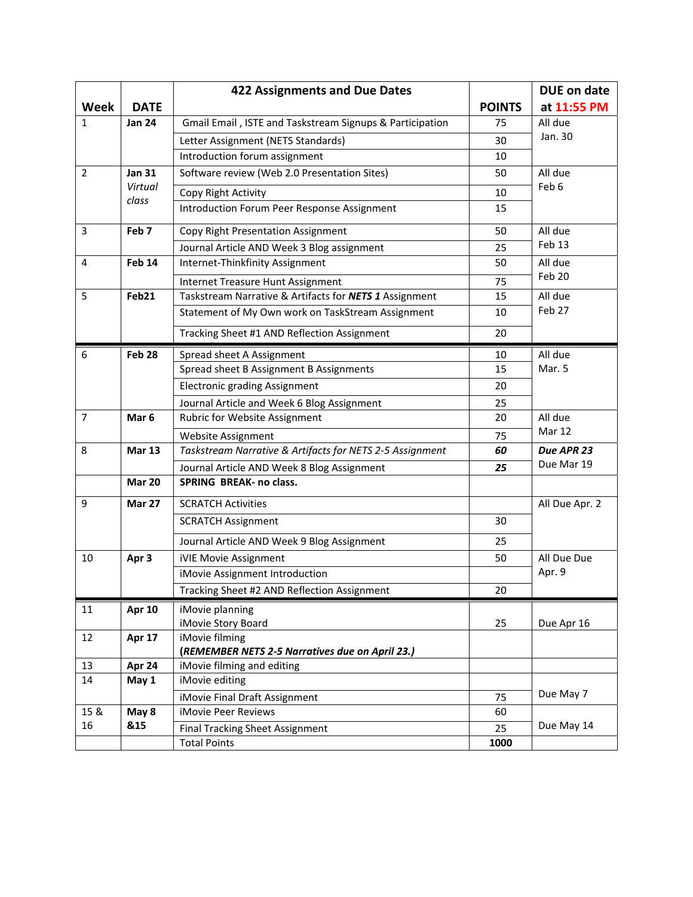| Week | DATE | 422 Assignments and Due Dates | POINTS | DUE on date at 11:55 PM |
|---|---|---|---|---|
| 1 | **Jan 24** | Gmail Email , ISTE and Taskstream Signups & Participation | 75 | All due Jan. 30 |
| | | Letter Assignment (NETS Standards) | 30 | |
| | | Introduction forum assignment | 10 | |
| 2 | **Jan 31** *Virtual class* | Software review (Web 2.0 Presentation Sites) | 50 | All due Feb 6 |
| | | Copy Right Activity | 10 | |
| | | Introduction Forum Peer Response Assignment | 15 | |
| 3 | **Feb 7** | Copy Right Presentation Assignment | 50 | All due Feb 13 |
| | | Journal Article AND Week 3 Blog assignment | 25 | |
| 4 | **Feb 14** | Internet-Thinkfinity Assignment | 50 | All due Feb 20 |
| | | Internet Treasure Hunt Assignment | 75 | |
| 5 | **Feb21** | Taskstream Narrative & Artifacts for ***NETS 1*** Assignment | 15 | All due Feb 27 |
| | | Statement of My Own work on TaskStream Assignment | 10 | |
| | | Tracking Sheet #1 AND Reflection Assignment | 20 | |
| 6 | **Feb 28** | Spread sheet A Assignment | 10 | All due Mar. 5 |
| | | Spread sheet B Assignment B Assignments | 15 | |
| | | Electronic grading Assignment | 20 | |
| | | Journal Article and Week 6 Blog Assignment | 25 | |
| 7 | **Mar 6** | Rubric for Website Assignment | 20 | All due Mar 12 |
| | | Website Assignment | 75 | |
| 8 | **Mar 13** | *Taskstream Narrative & Artifacts for NETS 2-5 Assignment* | ***60*** | ***Due APR 23*** |
| | | Journal Article AND Week 8 Blog Assignment | ***25*** | Due Mar 19 |
| | **Mar 20** | **SPRING BREAK- no class.** | | |
| 9 | **Mar 27** | SCRATCH Activities | | All Due Apr. 2 |
| | | SCRATCH Assignment | 30 | |
| | | Journal Article AND Week 9 Blog Assignment | 25 | |
| 10 | **Apr 3** | iVIE Movie Assignment | 50 | All Due Due Apr. 9 |
| | | iMovie Assignment Introduction | | |
| | | Tracking Sheet #2 AND Reflection Assignment | 20 | |
| 11 | **Apr 10** | iMovie planning<br>iMovie Story Board | 25 | Due Apr 16 |
| 12 | **Apr 17** | iMovie filming<br>***(REMEMBER NETS 2-5 Narratives due on April 23.)*** | | |
| 13 | **Apr 24** | iMovie filming and editing | | |
| 14 | **May 1** | iMovie editing | | |
| | | iMovie Final Draft Assignment | 75 | Due May 7 |
| 15 & 16 | **May 8 &15** | iMovie Peer Reviews | 60 | |
| | | Final Tracking Sheet Assignment | 25 | Due May 14 |
| | | Total Points | **1000** | |